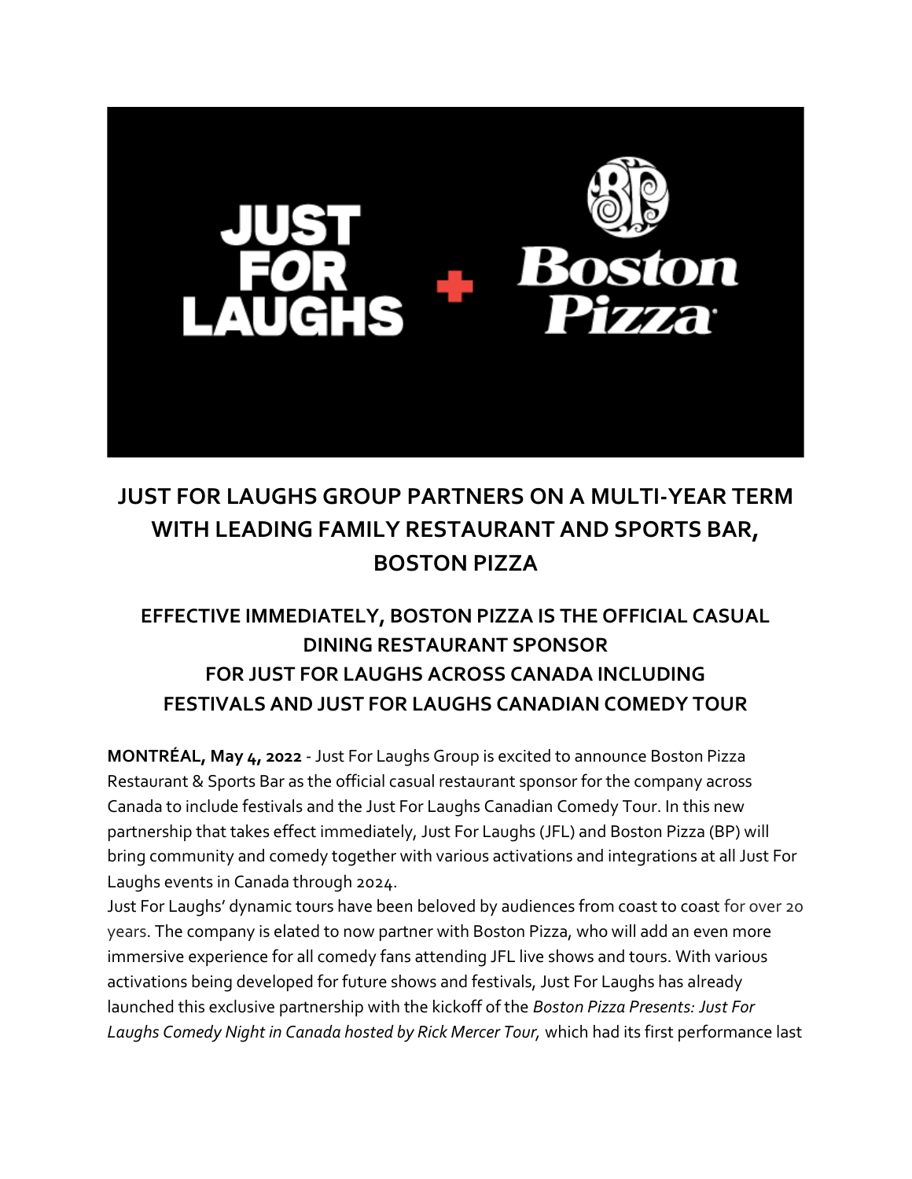# JUST FOR LAUGHS GROUP PARTNERS ON A MULTI-YEAR TERM WITH LEADING FAMILY RESTAURANT AND SPORTS BAR, BOSTON PIZZA

## EFFECTIVE IMMEDIATELY, BOSTON PIZZA IS THE OFFICIAL CASUAL DINING RESTAURANT SPONSOR FOR JUST FOR LAUGHS ACROSS CANADA INCLUDING FESTIVALS AND JUST FOR LAUGHS CANADIAN COMEDY TOUR

**MONTRÉAL, May 4, 2022** - Just For Laughs Group is excited to announce Boston Pizza Restaurant & Sports Bar as the official casual restaurant sponsor for the company across Canada to include festivals and the Just For Laughs Canadian Comedy Tour. In this new partnership that takes effect immediately, Just For Laughs (JFL) and Boston Pizza (BP) will bring community and comedy together with various activations and integrations at all Just For Laughs events in Canada through 2024.

Just For Laughs' dynamic tours have been beloved by audiences from coast to coast for over 20 years. The company is elated to now partner with Boston Pizza, who will add an even more immersive experience for all comedy fans attending JFL live shows and tours. With various activations being developed for future shows and festivals, Just For Laughs has already launched this exclusive partnership with the kickoff of the *Boston Pizza Presents: Just For Laughs Comedy Night in Canada hosted by Rick Mercer Tour,* which had its first performance last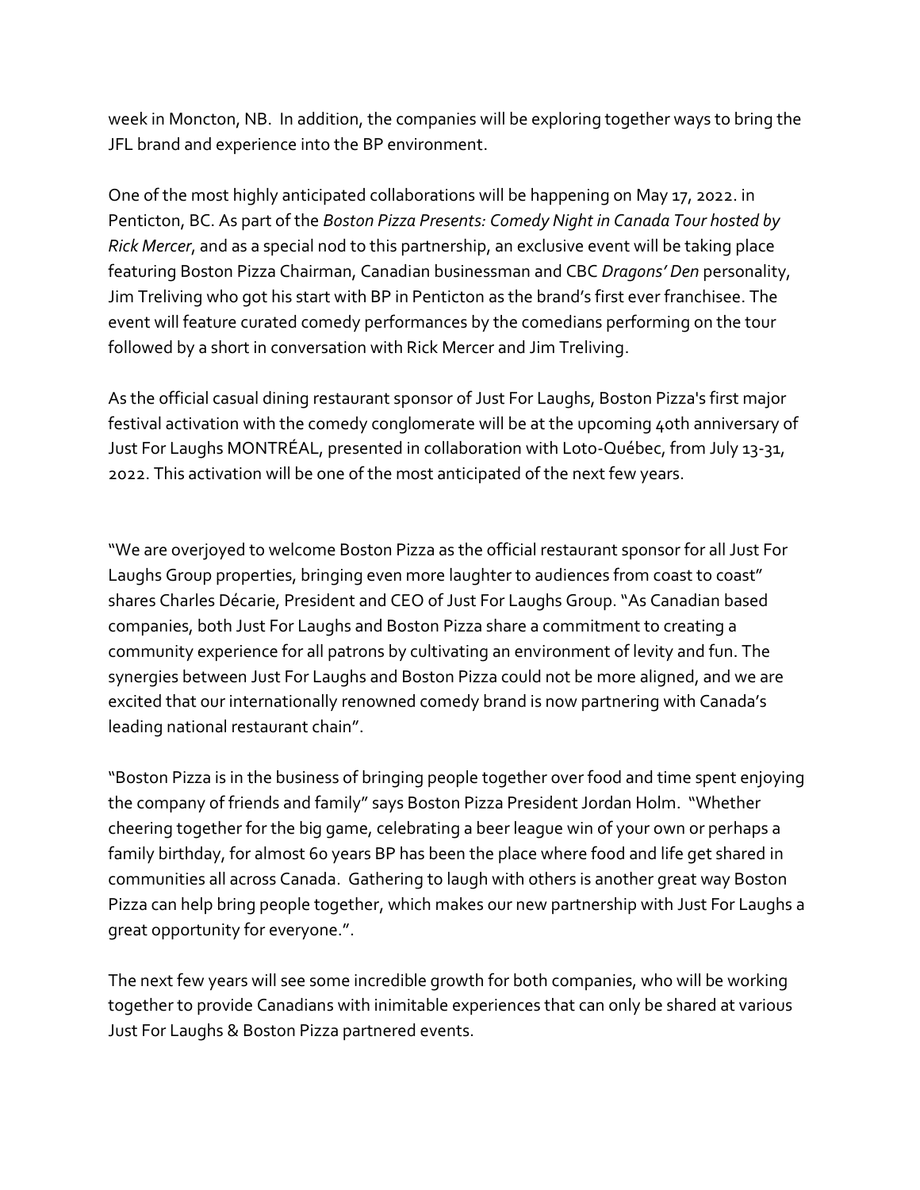week in Moncton, NB.  In addition, the companies will be exploring together ways to bring the JFL brand and experience into the BP environment.

One of the most highly anticipated collaborations will be happening on May 17, 2022. in Penticton, BC. As part of the *Boston Pizza Presents: Comedy Night in Canada Tour hosted by Rick Mercer*, and as a special nod to this partnership, an exclusive event will be taking place featuring Boston Pizza Chairman, Canadian businessman and CBC *Dragons' Den* personality, Jim Treliving who got his start with BP in Penticton as the brand's first ever franchisee. The event will feature curated comedy performances by the comedians performing on the tour followed by a short in conversation with Rick Mercer and Jim Treliving.

As the official casual dining restaurant sponsor of Just For Laughs, Boston Pizza's first major festival activation with the comedy conglomerate will be at the upcoming 40th anniversary of Just For Laughs MONTRÉAL, presented in collaboration with Loto-Québec, from July 13-31, 2022. This activation will be one of the most anticipated of the next few years.

"We are overjoyed to welcome Boston Pizza as the official restaurant sponsor for all Just For Laughs Group properties, bringing even more laughter to audiences from coast to coast" shares Charles Décarie, President and CEO of Just For Laughs Group. "As Canadian based companies, both Just For Laughs and Boston Pizza share a commitment to creating a community experience for all patrons by cultivating an environment of levity and fun. The synergies between Just For Laughs and Boston Pizza could not be more aligned, and we are excited that our internationally renowned comedy brand is now partnering with Canada's leading national restaurant chain".

"Boston Pizza is in the business of bringing people together over food and time spent enjoying the company of friends and family" says Boston Pizza President Jordan Holm.  "Whether cheering together for the big game, celebrating a beer league win of your own or perhaps a family birthday, for almost 60 years BP has been the place where food and life get shared in communities all across Canada.  Gathering to laugh with others is another great way Boston Pizza can help bring people together, which makes our new partnership with Just For Laughs a great opportunity for everyone.".

The next few years will see some incredible growth for both companies, who will be working together to provide Canadians with inimitable experiences that can only be shared at various Just For Laughs & Boston Pizza partnered events.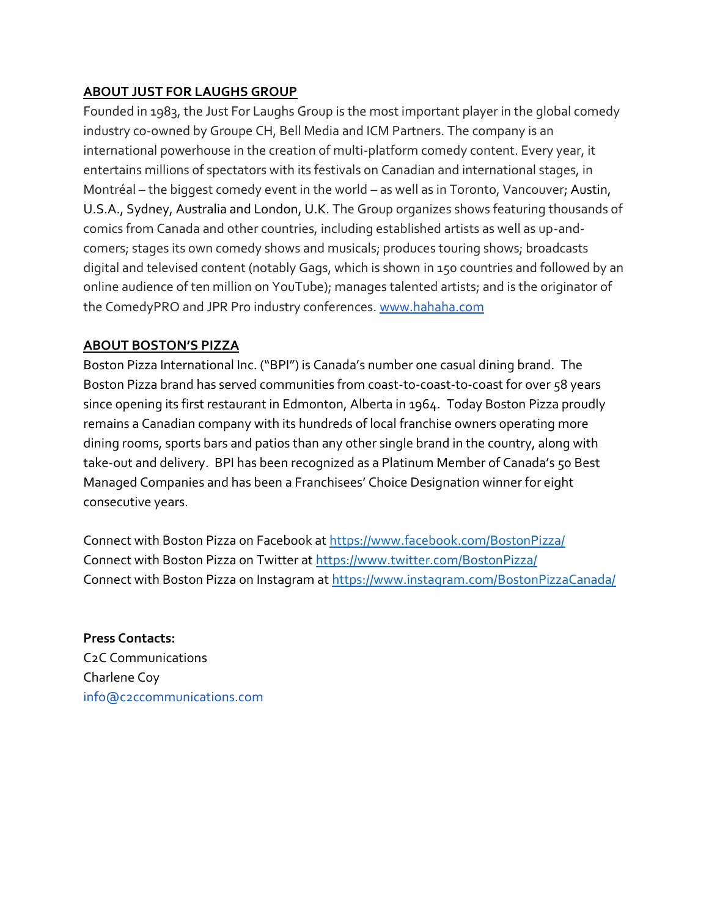## ABOUT JUST FOR LAUGHS GROUP

Founded in 1983, the Just For Laughs Group is the most important player in the global comedy industry co-owned by Groupe CH, Bell Media and ICM Partners. The company is an international powerhouse in the creation of multi-platform comedy content. Every year, it entertains millions of spectators with its festivals on Canadian and international stages, in Montréal – the biggest comedy event in the world – as well as in Toronto, Vancouver; Austin, U.S.A., Sydney, Australia and London, U.K. The Group organizes shows featuring thousands of comics from Canada and other countries, including established artists as well as up-and-comers; stages its own comedy shows and musicals; produces touring shows; broadcasts digital and televised content (notably Gags, which is shown in 150 countries and followed by an online audience of ten million on YouTube); manages talented artists; and is the originator of the ComedyPRO and JPR Pro industry conferences. www.hahaha.com

## ABOUT BOSTON'S PIZZA

Boston Pizza International Inc. ("BPI") is Canada's number one casual dining brand. The Boston Pizza brand has served communities from coast-to-coast-to-coast for over 58 years since opening its first restaurant in Edmonton, Alberta in 1964. Today Boston Pizza proudly remains a Canadian company with its hundreds of local franchise owners operating more dining rooms, sports bars and patios than any other single brand in the country, along with take-out and delivery. BPI has been recognized as a Platinum Member of Canada's 50 Best Managed Companies and has been a Franchisees' Choice Designation winner for eight consecutive years.

Connect with Boston Pizza on Facebook at https://www.facebook.com/BostonPizza/
Connect with Boston Pizza on Twitter at https://www.twitter.com/BostonPizza/
Connect with Boston Pizza on Instagram at https://www.instagram.com/BostonPizzaCanada/

**Press Contacts:**
C2C Communications
Charlene Coy
info@c2ccommunications.com